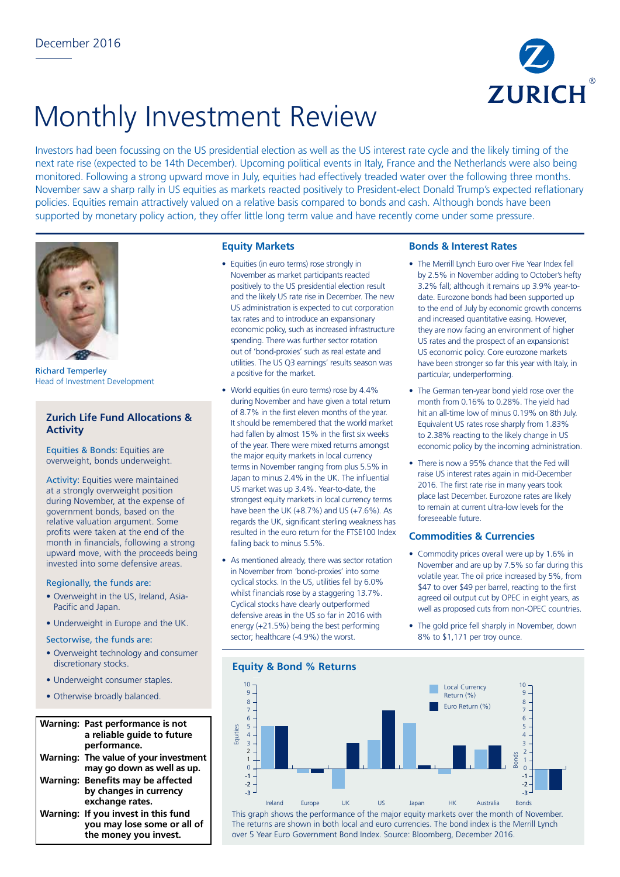December 2016

# Monthly Investment Review

Investors had been focussing on the US presidential election as well as the US interest rate cycle and the likely timing of the next rate rise (expected to be 14th December). Upcoming political events in Italy, France and the Netherlands were also being monitored. Following a strong upward move in July, equities had effectively treaded water over the following three months. November saw a sharp rally in US equities as markets reacted positively to President-elect Donald Trump's expected reflationary policies. Equities remain attractively valued on a relative basis compared to bonds and cash. Although bonds have been supported by monetary policy action, they offer little long term value and have recently come under some pressure.

Richard Temperley
Head of Investment Development

## Zurich Life Fund Allocations & Activity

Equities & Bonds: Equities are overweight, bonds underweight.

Activity: Equities were maintained at a strongly overweight position during November, at the expense of government bonds, based on the relative valuation argument. Some profits were taken at the end of the month in financials, following a strong upward move, with the proceeds being invested into some defensive areas.

Regionally, the funds are:

- Overweight in the US, Ireland, Asia-Pacific and Japan.
- Underweight in Europe and the UK.

Sectorwise, the funds are:

- Overweight technology and consumer discretionary stocks.
- Underweight consumer staples.
- Otherwise broadly balanced.

**Warning: Past performance is not a reliable guide to future performance.**
**Warning: The value of your investment may go down as well as up.**
**Warning: Benefits may be affected by changes in currency exchange rates.**
**Warning: If you invest in this fund you may lose some or all of the money you invest.**

## Equity Markets

- Equities (in euro terms) rose strongly in November as market participants reacted positively to the US presidential election result and the likely US rate rise in December. The new US administration is expected to cut corporation tax rates and to introduce an expansionary economic policy, such as increased infrastructure spending. There was further sector rotation out of 'bond-proxies' such as real estate and utilities. The US Q3 earnings' results season was a positive for the market.
- World equities (in euro terms) rose by 4.4% during November and have given a total return of 8.7% in the first eleven months of the year. It should be remembered that the world market had fallen by almost 15% in the first six weeks of the year. There were mixed returns amongst the major equity markets in local currency terms in November ranging from plus 5.5% in Japan to minus 2.4% in the UK. The influential US market was up 3.4%. Year-to-date, the strongest equity markets in local currency terms have been the UK (+8.7%) and US (+7.6%). As regards the UK, significant sterling weakness has resulted in the euro return for the FTSE100 Index falling back to minus 5.5%.
- As mentioned already, there was sector rotation in November from 'bond-proxies' into some cyclical stocks. In the US, utilities fell by 6.0% whilst financials rose by a staggering 13.7%. Cyclical stocks have clearly outperformed defensive areas in the US so far in 2016 with energy (+21.5%) being the best performing sector; healthcare (-4.9%) the worst.

## Bonds & Interest Rates

- The Merrill Lynch Euro over Five Year Index fell by 2.5% in November adding to October's hefty 3.2% fall; although it remains up 3.9% year-to-date. Eurozone bonds had been supported up to the end of July by economic growth concerns and increased quantitative easing. However, they are now facing an environment of higher US rates and the prospect of an expansionist US economic policy. Core eurozone markets have been stronger so far this year with Italy, in particular, underperforming.
- The German ten-year bond yield rose over the month from 0.16% to 0.28%. The yield had hit an all-time low of minus 0.19% on 8th July. Equivalent US rates rose sharply from 1.83% to 2.38% reacting to the likely change in US economic policy by the incoming administration.
- There is now a 95% chance that the Fed will raise US interest rates again in mid-December 2016. The first rate rise in many years took place last December. Eurozone rates are likely to remain at current ultra-low levels for the foreseeable future.

## Commodities & Currencies

- Commodity prices overall were up by 1.6% in November and are up by 7.5% so far during this volatile year. The oil price increased by 5%, from $47 to over $49 per barrel, reacting to the first agreed oil output cut by OPEC in eight years, as well as proposed cuts from non-OPEC countries.
- The gold price fell sharply in November, down 8% to $1,171 per troy ounce.

## Equity & Bond % Returns

This graph shows the performance of the major equity markets over the month of November. The returns are shown in both local and euro currencies. The bond index is the Merrill Lynch over 5 Year Euro Government Bond Index. Source: Bloomberg, December 2016.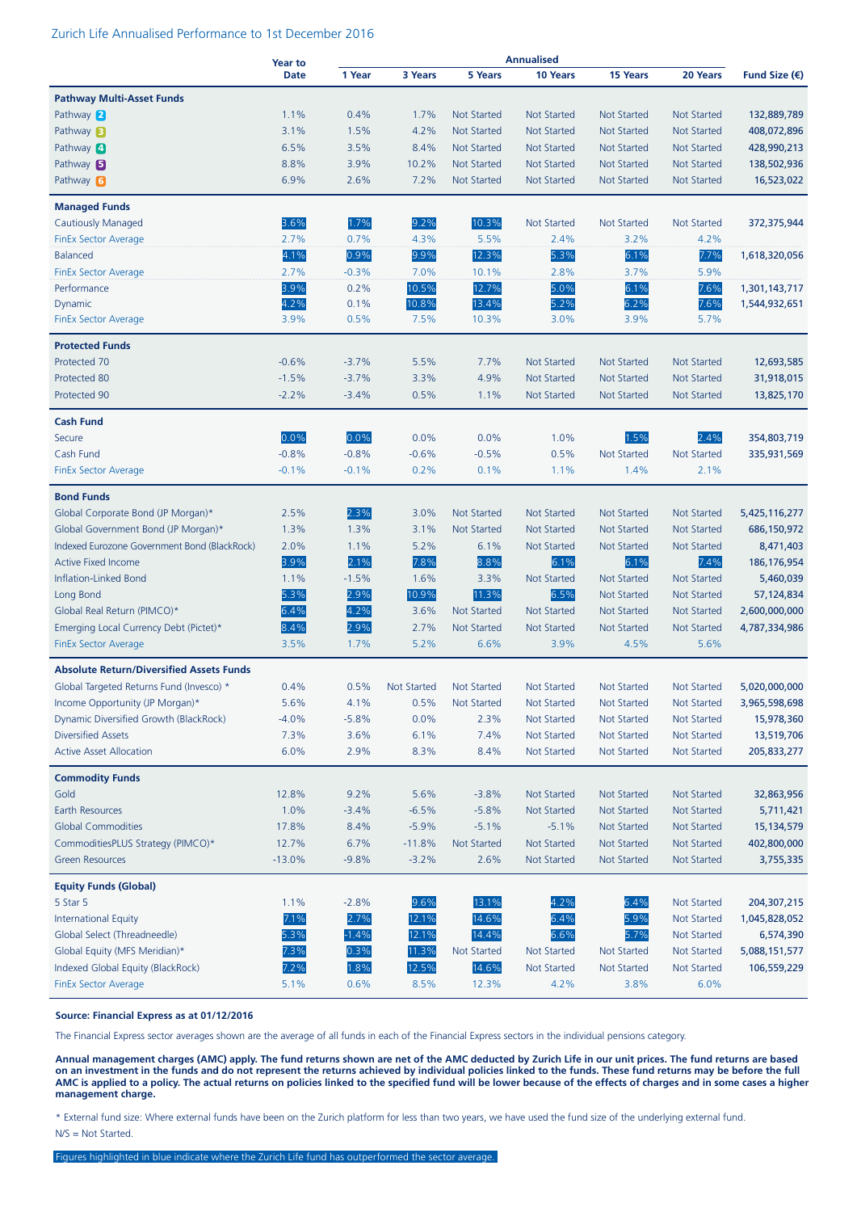Zurich Life Annualised Performance to 1st December 2016

| | Year to Date | Annualised | | | | | | Fund Size (€) |
|---|---|---|---|---|---|---|---|---|
| | | 1 Year | 3 Years | 5 Years | 10 Years | 15 Years | 20 Years | |
| **Pathway Multi-Asset Funds** | | | | | | | | |
| Pathway 2 | 1.1% | 0.4% | 1.7% | Not Started | Not Started | Not Started | Not Started | 132,889,789 |
| Pathway 3 | 3.1% | 1.5% | 4.2% | Not Started | Not Started | Not Started | Not Started | 408,072,896 |
| Pathway 4 | 6.5% | 3.5% | 8.4% | Not Started | Not Started | Not Started | Not Started | 428,990,213 |
| Pathway 5 | 8.8% | 3.9% | 10.2% | Not Started | Not Started | Not Started | Not Started | 138,502,936 |
| Pathway 6 | 6.9% | 2.6% | 7.2% | Not Started | Not Started | Not Started | Not Started | 16,523,022 |
| **Managed Funds** | | | | | | | | |
| Cautiously Managed | 3.6% | 1.7% | 9.2% | 10.3% | Not Started | Not Started | Not Started | 372,375,944 |
| FinEx Sector Average | 2.7% | 0.7% | 4.3% | 5.5% | 2.4% | 3.2% | 4.2% | |
| Balanced | 4.1% | 0.9% | 9.9% | 12.3% | 5.3% | 6.1% | 7.7% | 1,618,320,056 |
| FinEx Sector Average | 2.7% | -0.3% | 7.0% | 10.1% | 2.8% | 3.7% | 5.9% | |
| Performance | 3.9% | 0.2% | 10.5% | 12.7% | 5.0% | 6.1% | 7.6% | 1,301,143,717 |
| Dynamic | 4.2% | 0.1% | 10.8% | 13.4% | 5.2% | 6.2% | 7.6% | 1,544,932,651 |
| FinEx Sector Average | 3.9% | 0.5% | 7.5% | 10.3% | 3.0% | 3.9% | 5.7% | |
| **Protected Funds** | | | | | | | | |
| Protected 70 | -0.6% | -3.7% | 5.5% | 7.7% | Not Started | Not Started | Not Started | 12,693,585 |
| Protected 80 | -1.5% | -3.7% | 3.3% | 4.9% | Not Started | Not Started | Not Started | 31,918,015 |
| Protected 90 | -2.2% | -3.4% | 0.5% | 1.1% | Not Started | Not Started | Not Started | 13,825,170 |
| **Cash Fund** | | | | | | | | |
| Secure | 0.0% | 0.0% | 0.0% | 0.0% | 1.0% | 1.5% | 2.4% | 354,803,719 |
| Cash Fund | -0.8% | -0.8% | -0.6% | -0.5% | 0.5% | Not Started | Not Started | 335,931,569 |
| FinEx Sector Average | -0.1% | -0.1% | 0.2% | 0.1% | 1.1% | 1.4% | 2.1% | |
| **Bond Funds** | | | | | | | | |
| Global Corporate Bond (JP Morgan)* | 2.5% | 2.3% | 3.0% | Not Started | Not Started | Not Started | Not Started | 5,425,116,277 |
| Global Government Bond (JP Morgan)* | 1.3% | 1.3% | 3.1% | Not Started | Not Started | Not Started | Not Started | 686,150,972 |
| Indexed Eurozone Government Bond (BlackRock) | 2.0% | 1.1% | 5.2% | 6.1% | Not Started | Not Started | Not Started | 8,471,403 |
| Active Fixed Income | 3.9% | 2.1% | 7.8% | 8.8% | 6.1% | 6.1% | 7.4% | 186,176,954 |
| Inflation-Linked Bond | 1.1% | -1.5% | 1.6% | 3.3% | Not Started | Not Started | Not Started | 5,460,039 |
| Long Bond | 5.3% | 2.9% | 10.9% | 11.3% | 6.5% | Not Started | Not Started | 57,124,834 |
| Global Real Return (PIMCO)* | 6.4% | 4.2% | 3.6% | Not Started | Not Started | Not Started | Not Started | 2,600,000,000 |
| Emerging Local Currency Debt (Pictet)* | 8.4% | 2.9% | 2.7% | Not Started | Not Started | Not Started | Not Started | 4,787,334,986 |
| FinEx Sector Average | 3.5% | 1.7% | 5.2% | 6.6% | 3.9% | 4.5% | 5.6% | |
| **Absolute Return/Diversified Assets Funds** | | | | | | | | |
| Global Targeted Returns Fund (Invesco) * | 0.4% | 0.5% | Not Started | Not Started | Not Started | Not Started | Not Started | 5,020,000,000 |
| Income Opportunity (JP Morgan)* | 5.6% | 4.1% | 0.5% | Not Started | Not Started | Not Started | Not Started | 3,965,598,698 |
| Dynamic Diversified Growth (BlackRock) | -4.0% | -5.8% | 0.0% | 2.3% | Not Started | Not Started | Not Started | 15,978,360 |
| Diversified Assets | 7.3% | 3.6% | 6.1% | 7.4% | Not Started | Not Started | Not Started | 13,519,706 |
| Active Asset Allocation | 6.0% | 2.9% | 8.3% | 8.4% | Not Started | Not Started | Not Started | 205,833,277 |
| **Commodity Funds** | | | | | | | | |
| Gold | 12.8% | 9.2% | 5.6% | -3.8% | Not Started | Not Started | Not Started | 32,863,956 |
| Earth Resources | 1.0% | -3.4% | -6.5% | -5.8% | Not Started | Not Started | Not Started | 5,711,421 |
| Global Commodities | 17.8% | 8.4% | -5.9% | -5.1% | -5.1% | Not Started | Not Started | 15,134,579 |
| CommoditiesPLUS Strategy (PIMCO)* | 12.7% | 6.7% | -11.8% | Not Started | Not Started | Not Started | Not Started | 402,800,000 |
| Green Resources | -13.0% | -9.8% | -3.2% | 2.6% | Not Started | Not Started | Not Started | 3,755,335 |
| **Equity Funds (Global)** | | | | | | | | |
| 5 Star 5 | 1.1% | -2.8% | 9.6% | 13.1% | 4.2% | 6.4% | Not Started | 204,307,215 |
| International Equity | 7.1% | 2.7% | 12.1% | 14.6% | 6.4% | 5.9% | Not Started | 1,045,828,052 |
| Global Select (Threadneedle) | 5.3% | -1.4% | 12.1% | 14.4% | 6.6% | 5.7% | Not Started | 6,574,390 |
| Global Equity (MFS Meridian)* | 7.3% | 0.3% | 11.3% | Not Started | Not Started | Not Started | Not Started | 5,088,151,577 |
| Indexed Global Equity (BlackRock) | 7.2% | 1.8% | 12.5% | 14.6% | Not Started | Not Started | Not Started | 106,559,229 |
| FinEx Sector Average | 5.1% | 0.6% | 8.5% | 12.3% | 4.2% | 3.8% | 6.0% | |

**Source: Financial Express as at 01/12/2016**

The Financial Express sector averages shown are the average of all funds in each of the Financial Express sectors in the individual pensions category.

**Annual management charges (AMC) apply. The fund returns shown are net of the AMC deducted by Zurich Life in our unit prices. The fund returns are based on an investment in the funds and do not represent the returns achieved by individual policies linked to the funds. These fund returns may be before the full AMC is applied to a policy. The actual returns on policies linked to the specified fund will be lower because of the effects of charges and in some cases a higher management charge.**

\* External fund size: Where external funds have been on the Zurich platform for less than two years, we have used the fund size of the underlying external fund.

N/S = Not Started.

Figures highlighted in blue indicate where the Zurich Life fund has outperformed the sector average.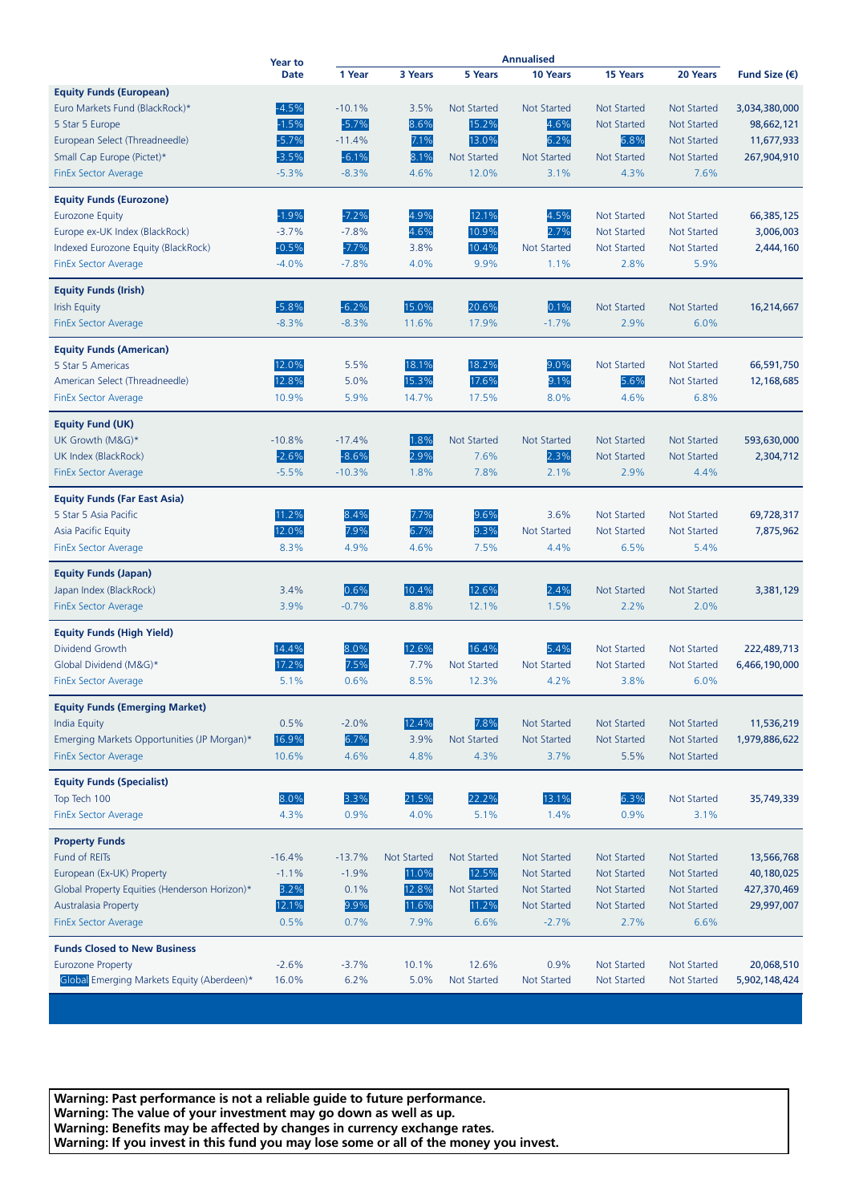| | Year to Date | Annualised 1 Year | 3 Years | 5 Years | 10 Years | 15 Years | 20 Years | Fund Size (€) |
|---|---|---|---|---|---|---|---|---|
| **Equity Funds (European)** | | | | | | | | |
| Euro Markets Fund (BlackRock)* | -4.5% | -10.1% | 3.5% | Not Started | Not Started | Not Started | Not Started | 3,034,380,000 |
| 5 Star 5 Europe | -1.5% | -5.7% | 8.6% | 15.2% | 4.6% | Not Started | Not Started | 98,662,121 |
| European Select (Threadneedle) | -5.7% | -11.4% | 7.1% | 13.0% | 6.2% | 6.8% | Not Started | 11,677,933 |
| Small Cap Europe (Pictet)* | -3.5% | -6.1% | 8.1% | Not Started | Not Started | Not Started | Not Started | 267,904,910 |
| FinEx Sector Average | -5.3% | -8.3% | 4.6% | 12.0% | 3.1% | 4.3% | 7.6% | |
| **Equity Funds (Eurozone)** | | | | | | | | |
| Eurozone Equity | -1.9% | -7.2% | 4.9% | 12.1% | 4.5% | Not Started | Not Started | 66,385,125 |
| Europe ex-UK Index (BlackRock) | -3.7% | -7.8% | 4.6% | 10.9% | 2.7% | Not Started | Not Started | 3,006,003 |
| Indexed Eurozone Equity (BlackRock) | -0.5% | -7.7% | 3.8% | 10.4% | Not Started | Not Started | Not Started | 2,444,160 |
| FinEx Sector Average | -4.0% | -7.8% | 4.0% | 9.9% | 1.1% | 2.8% | 5.9% | |
| **Equity Funds (Irish)** | | | | | | | | |
| Irish Equity | -5.8% | -6.2% | 15.0% | 20.6% | 0.1% | Not Started | Not Started | 16,214,667 |
| FinEx Sector Average | -8.3% | -8.3% | 11.6% | 17.9% | -1.7% | 2.9% | 6.0% | |
| **Equity Funds (American)** | | | | | | | | |
| 5 Star 5 Americas | 12.0% | 5.5% | 18.1% | 18.2% | 9.0% | Not Started | Not Started | 66,591,750 |
| American Select (Threadneedle) | 12.8% | 5.0% | 15.3% | 17.6% | 9.1% | 5.6% | Not Started | 12,168,685 |
| FinEx Sector Average | 10.9% | 5.9% | 14.7% | 17.5% | 8.0% | 4.6% | 6.8% | |
| **Equity Fund (UK)** | | | | | | | | |
| UK Growth (M&G)* | -10.8% | -17.4% | 1.8% | Not Started | Not Started | Not Started | Not Started | 593,630,000 |
| UK Index (BlackRock) | -2.6% | -8.6% | 2.9% | 7.6% | 2.3% | Not Started | Not Started | 2,304,712 |
| FinEx Sector Average | -5.5% | -10.3% | 1.8% | 7.8% | 2.1% | 2.9% | 4.4% | |
| **Equity Funds (Far East Asia)** | | | | | | | | |
| 5 Star 5 Asia Pacific | 11.2% | 8.4% | 7.7% | 9.6% | 3.6% | Not Started | Not Started | 69,728,317 |
| Asia Pacific Equity | 12.0% | 7.9% | 6.7% | 9.3% | Not Started | Not Started | Not Started | 7,875,962 |
| FinEx Sector Average | 8.3% | 4.9% | 4.6% | 7.5% | 4.4% | 6.5% | 5.4% | |
| **Equity Funds (Japan)** | | | | | | | | |
| Japan Index (BlackRock) | 3.4% | 0.6% | 10.4% | 12.6% | 2.4% | Not Started | Not Started | 3,381,129 |
| FinEx Sector Average | 3.9% | -0.7% | 8.8% | 12.1% | 1.5% | 2.2% | 2.0% | |
| **Equity Funds (High Yield)** | | | | | | | | |
| Dividend Growth | 14.4% | 8.0% | 12.6% | 16.4% | 5.4% | Not Started | Not Started | 222,489,713 |
| Global Dividend (M&G)* | 17.2% | 7.5% | 7.7% | Not Started | Not Started | Not Started | Not Started | 6,466,190,000 |
| FinEx Sector Average | 5.1% | 0.6% | 8.5% | 12.3% | 4.2% | 3.8% | 6.0% | |
| **Equity Funds (Emerging Market)** | | | | | | | | |
| India Equity | 0.5% | -2.0% | 12.4% | 7.8% | Not Started | Not Started | Not Started | 11,536,219 |
| Emerging Markets Opportunities (JP Morgan)* | 16.9% | 6.7% | 3.9% | Not Started | Not Started | Not Started | Not Started | 1,979,886,622 |
| FinEx Sector Average | 10.6% | 4.6% | 4.8% | 4.3% | 3.7% | 5.5% | Not Started | |
| **Equity Funds (Specialist)** | | | | | | | | |
| Top Tech 100 | 8.0% | 3.3% | 21.5% | 22.2% | 13.1% | 6.3% | Not Started | 35,749,339 |
| FinEx Sector Average | 4.3% | 0.9% | 4.0% | 5.1% | 1.4% | 0.9% | 3.1% | |
| **Property Funds** | | | | | | | | |
| Fund of REITs | -16.4% | -13.7% | Not Started | Not Started | Not Started | Not Started | Not Started | 13,566,768 |
| European (Ex-UK) Property | -1.1% | -1.9% | 11.0% | 12.5% | Not Started | Not Started | Not Started | 40,180,025 |
| Global Property Equities (Henderson Horizon)* | 3.2% | 0.1% | 12.8% | Not Started | Not Started | Not Started | Not Started | 427,370,469 |
| Australasia Property | 12.1% | 9.9% | 11.6% | 11.2% | Not Started | Not Started | Not Started | 29,997,007 |
| FinEx Sector Average | 0.5% | 0.7% | 7.9% | 6.6% | -2.7% | 2.7% | 6.6% | |
| **Funds Closed to New Business** | | | | | | | | |
| Eurozone Property | -2.6% | -3.7% | 10.1% | 12.6% | 0.9% | Not Started | Not Started | 20,068,510 |
| Global Emerging Markets Equity (Aberdeen)* | 16.0% | 6.2% | 5.0% | Not Started | Not Started | Not Started | Not Started | 5,902,148,424 |

**Warning: Past performance is not a reliable guide to future performance.**
**Warning: The value of your investment may go down as well as up.**
**Warning: Benefits may be affected by changes in currency exchange rates.**
**Warning: If you invest in this fund you may lose some or all of the money you invest.**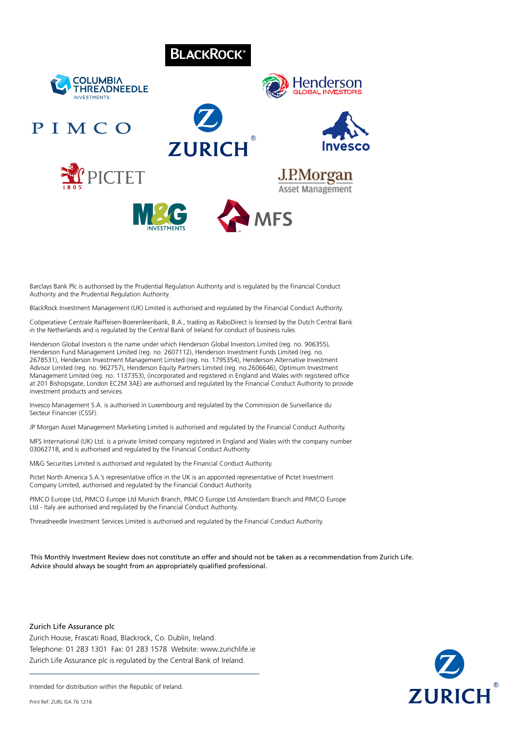Barclays Bank Plc is authorised by the Prudential Regulation Authority and is regulated by the Financial Conduct Authority and the Prudential Regulation Authority.

BlackRock Investment Management (UK) Limited is authorised and regulated by the Financial Conduct Authority.

Coöperatieve Centrale Raiffeisen-Boerenleenbank, B.A., trading as RaboDirect is licensed by the Dutch Central Bank in the Netherlands and is regulated by the Central Bank of Ireland for conduct of business rules.

Henderson Global Investors is the name under which Henderson Global Investors Limited (reg. no. 906355), Henderson Fund Management Limited (reg. no. 2607112), Henderson Investment Funds Limited (reg. no. 2678531), Henderson Investment Management Limited (reg. no. 1795354), Henderson Alternative Investment Advisor Limited (reg. no. 962757), Henderson Equity Partners Limited (reg. no.2606646), Optimum Investment Management Limited (reg. no. 1137353), (incorporated and registered in England and Wales with registered office at 201 Bishopsgate, London EC2M 3AE) are authorised and regulated by the Financial Conduct Authority to provide investment products and services.

Invesco Management S.A. is authorised in Luxembourg and regulated by the Commission de Surveillance du Secteur Financier (CSSF).

JP Morgan Asset Management Marketing Limited is authorised and regulated by the Financial Conduct Authority.

MFS International (UK) Ltd. is a private limited company registered in England and Wales with the company number 03062718, and is authorised and regulated by the Financial Conduct Authority.

M&G Securities Limited is authorised and regulated by the Financial Conduct Authority.

Pictet North America S.A.'s representative office in the UK is an appointed representative of Pictet Investment Company Limited, authorised and regulated by the Financial Conduct Authority.

PIMCO Europe Ltd, PIMCO Europe Ltd Munich Branch, PIMCO Europe Ltd Amsterdam Branch and PIMCO Europe Ltd - Italy are authorised and regulated by the Financial Conduct Authority.

Threadneedle Investment Services Limited is authorised and regulated by the Financial Conduct Authority.

This Monthly Investment Review does not constitute an offer and should not be taken as a recommendation from Zurich Life. Advice should always be sought from an appropriately qualified professional.

Zurich Life Assurance plc
Zurich House, Frascati Road, Blackrock, Co. Dublin, Ireland.
Telephone: 01 283 1301 Fax: 01 283 1578 Website: www.zurichlife.ie
Zurich Life Assurance plc is regulated by the Central Bank of Ireland.

Intended for distribution within the Republic of Ireland.

Print Ref: ZURL ISA 76 1216